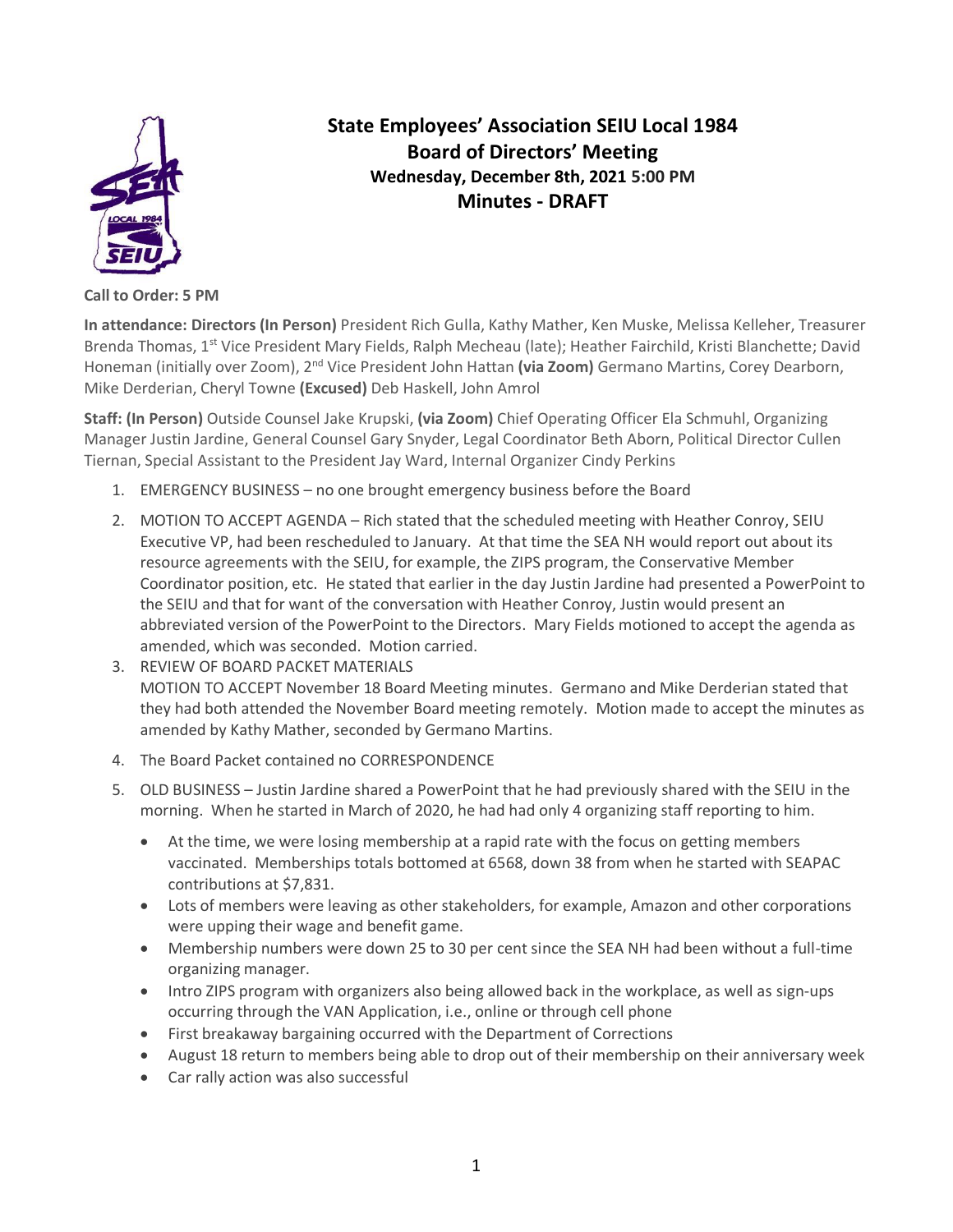# State Employees' Association SEIU Local 1984
## Board of Directors' Meeting
### Wednesday, December 8th, 2021 5:00 PM
## Minutes - DRAFT

**Call to Order: 5 PM**

**In attendance: Directors (In Person)** President Rich Gulla, Kathy Mather, Ken Muske, Melissa Kelleher, Treasurer Brenda Thomas, 1st Vice President Mary Fields, Ralph Mecheau (late); Heather Fairchild, Kristi Blanchette; David Honeman (initially over Zoom), 2nd Vice President John Hattan **(via Zoom)** Germano Martins, Corey Dearborn, Mike Derderian, Cheryl Towne **(Excused)** Deb Haskell, John Amrol

**Staff: (In Person)** Outside Counsel Jake Krupski, **(via Zoom)** Chief Operating Officer Ela Schmuhl, Organizing Manager Justin Jardine, General Counsel Gary Snyder, Legal Coordinator Beth Aborn, Political Director Cullen Tiernan, Special Assistant to the President Jay Ward, Internal Organizer Cindy Perkins

1. EMERGENCY BUSINESS – no one brought emergency business before the Board
2. MOTION TO ACCEPT AGENDA – Rich stated that the scheduled meeting with Heather Conroy, SEIU Executive VP, had been rescheduled to January. At that time the SEA NH would report out about its resource agreements with the SEIU, for example, the ZIPS program, the Conservative Member Coordinator position, etc. He stated that earlier in the day Justin Jardine had presented a PowerPoint to the SEIU and that for want of the conversation with Heather Conroy, Justin would present an abbreviated version of the PowerPoint to the Directors. Mary Fields motioned to accept the agenda as amended, which was seconded. Motion carried.
3. REVIEW OF BOARD PACKET MATERIALS
   MOTION TO ACCEPT November 18 Board Meeting minutes. Germano and Mike Derderian stated that they had both attended the November Board meeting remotely. Motion made to accept the minutes as amended by Kathy Mather, seconded by Germano Martins.
4. The Board Packet contained no CORRESPONDENCE
5. OLD BUSINESS – Justin Jardine shared a PowerPoint that he had previously shared with the SEIU in the morning. When he started in March of 2020, he had had only 4 organizing staff reporting to him.
   - At the time, we were losing membership at a rapid rate with the focus on getting members vaccinated. Memberships totals bottomed at 6568, down 38 from when he started with SEAPAC contributions at $7,831.
   - Lots of members were leaving as other stakeholders, for example, Amazon and other corporations were upping their wage and benefit game.
   - Membership numbers were down 25 to 30 per cent since the SEA NH had been without a full-time organizing manager.
   - Intro ZIPS program with organizers also being allowed back in the workplace, as well as sign-ups occurring through the VAN Application, i.e., online or through cell phone
   - First breakaway bargaining occurred with the Department of Corrections
   - August 18 return to members being able to drop out of their membership on their anniversary week
   - Car rally action was also successful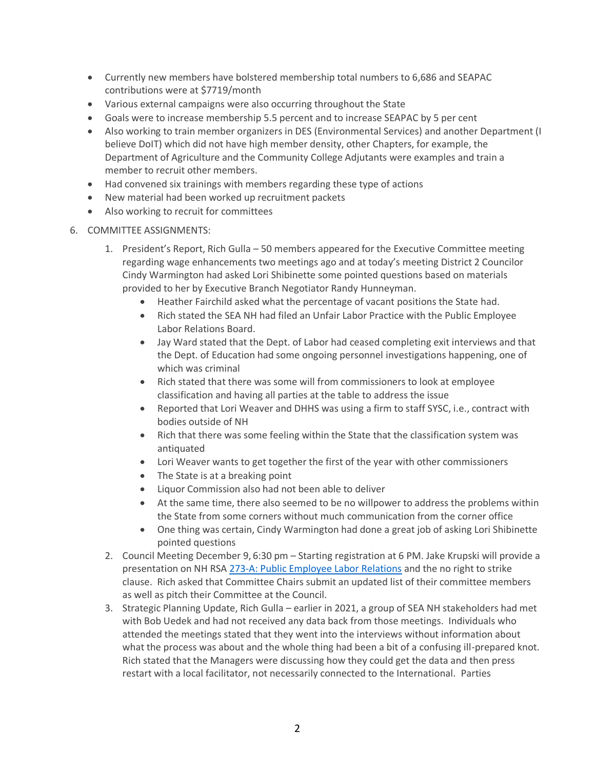- Currently new members have bolstered membership total numbers to 6,686 and SEAPAC contributions were at $7719/month
- Various external campaigns were also occurring throughout the State
- Goals were to increase membership 5.5 percent and to increase SEAPAC by 5 per cent
- Also working to train member organizers in DES (Environmental Services) and another Department (I believe DoIT) which did not have high member density, other Chapters, for example, the Department of Agriculture and the Community College Adjutants were examples and train a member to recruit other members.
- Had convened six trainings with members regarding these type of actions
- New material had been worked up recruitment packets
- Also working to recruit for committees

6. COMMITTEE ASSIGNMENTS:
    1. President's Report, Rich Gulla – 50 members appeared for the Executive Committee meeting regarding wage enhancements two meetings ago and at today's meeting District 2 Councilor Cindy Warmington had asked Lori Shibinette some pointed questions based on materials provided to her by Executive Branch Negotiator Randy Hunneyman.
        - Heather Fairchild asked what the percentage of vacant positions the State had.
        - Rich stated the SEA NH had filed an Unfair Labor Practice with the Public Employee Labor Relations Board.
        - Jay Ward stated that the Dept. of Labor had ceased completing exit interviews and that the Dept. of Education had some ongoing personnel investigations happening, one of which was criminal
        - Rich stated that there was some will from commissioners to look at employee classification and having all parties at the table to address the issue
        - Reported that Lori Weaver and DHHS was using a firm to staff SYSC, i.e., contract with bodies outside of NH
        - Rich that there was some feeling within the State that the classification system was antiquated
        - Lori Weaver wants to get together the first of the year with other commissioners
        - The State is at a breaking point
        - Liquor Commission also had not been able to deliver
        - At the same time, there also seemed to be no willpower to address the problems within the State from some corners without much communication from the corner office
        - One thing was certain, Cindy Warmington had done a great job of asking Lori Shibinette pointed questions
    2. Council Meeting December 9, 6:30 pm – Starting registration at 6 PM. Jake Krupski will provide a presentation on NH RSA [273-A: Public Employee Labor Relations]() and the no right to strike clause. Rich asked that Committee Chairs submit an updated list of their committee members as well as pitch their Committee at the Council.
    3. Strategic Planning Update, Rich Gulla – earlier in 2021, a group of SEA NH stakeholders had met with Bob Uedek and had not received any data back from those meetings. Individuals who attended the meetings stated that they went into the interviews without information about what the process was about and the whole thing had been a bit of a confusing ill-prepared knot. Rich stated that the Managers were discussing how they could get the data and then press restart with a local facilitator, not necessarily connected to the International. Parties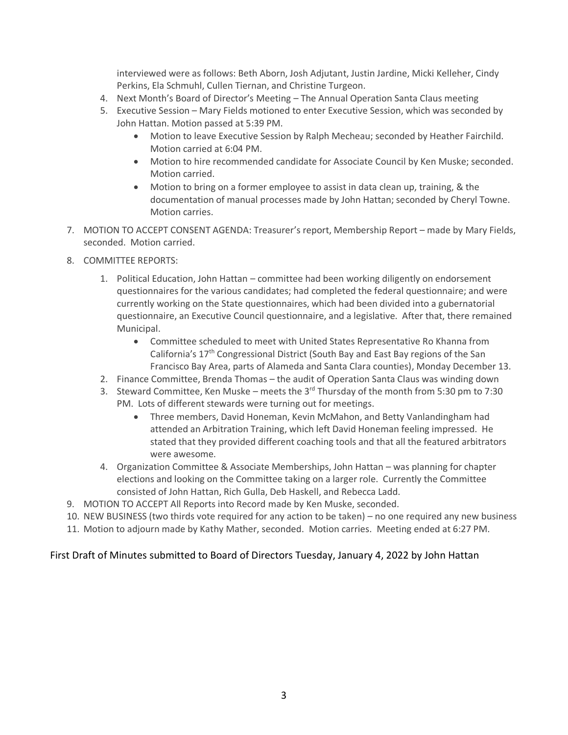interviewed were as follows: Beth Aborn, Josh Adjutant, Justin Jardine, Micki Kelleher, Cindy Perkins, Ela Schmuhl, Cullen Tiernan, and Christine Turgeon.

4. Next Month's Board of Director's Meeting – The Annual Operation Santa Claus meeting
5. Executive Session – Mary Fields motioned to enter Executive Session, which was seconded by John Hattan. Motion passed at 5:39 PM.
    - Motion to leave Executive Session by Ralph Mecheau; seconded by Heather Fairchild. Motion carried at 6:04 PM.
    - Motion to hire recommended candidate for Associate Council by Ken Muske; seconded. Motion carried.
    - Motion to bring on a former employee to assist in data clean up, training, & the documentation of manual processes made by John Hattan; seconded by Cheryl Towne. Motion carries.

7. MOTION TO ACCEPT CONSENT AGENDA: Treasurer's report, Membership Report – made by Mary Fields, seconded. Motion carried.
8. COMMITTEE REPORTS:
    1. Political Education, John Hattan – committee had been working diligently on endorsement questionnaires for the various candidates; had completed the federal questionnaire; and were currently working on the State questionnaires, which had been divided into a gubernatorial questionnaire, an Executive Council questionnaire, and a legislative. After that, there remained Municipal.
        - Committee scheduled to meet with United States Representative Ro Khanna from California's 17th Congressional District (South Bay and East Bay regions of the San Francisco Bay Area, parts of Alameda and Santa Clara counties), Monday December 13.
    2. Finance Committee, Brenda Thomas – the audit of Operation Santa Claus was winding down
    3. Steward Committee, Ken Muske – meets the 3rd Thursday of the month from 5:30 pm to 7:30 PM. Lots of different stewards were turning out for meetings.
        - Three members, David Honeman, Kevin McMahon, and Betty Vanlandingham had attended an Arbitration Training, which left David Honeman feeling impressed. He stated that they provided different coaching tools and that all the featured arbitrators were awesome.
    4. Organization Committee & Associate Memberships, John Hattan – was planning for chapter elections and looking on the Committee taking on a larger role. Currently the Committee consisted of John Hattan, Rich Gulla, Deb Haskell, and Rebecca Ladd.
9. MOTION TO ACCEPT All Reports into Record made by Ken Muske, seconded.
10. NEW BUSINESS (two thirds vote required for any action to be taken) – no one required any new business
11. Motion to adjourn made by Kathy Mather, seconded. Motion carries. Meeting ended at 6:27 PM.

First Draft of Minutes submitted to Board of Directors Tuesday, January 4, 2022 by John Hattan